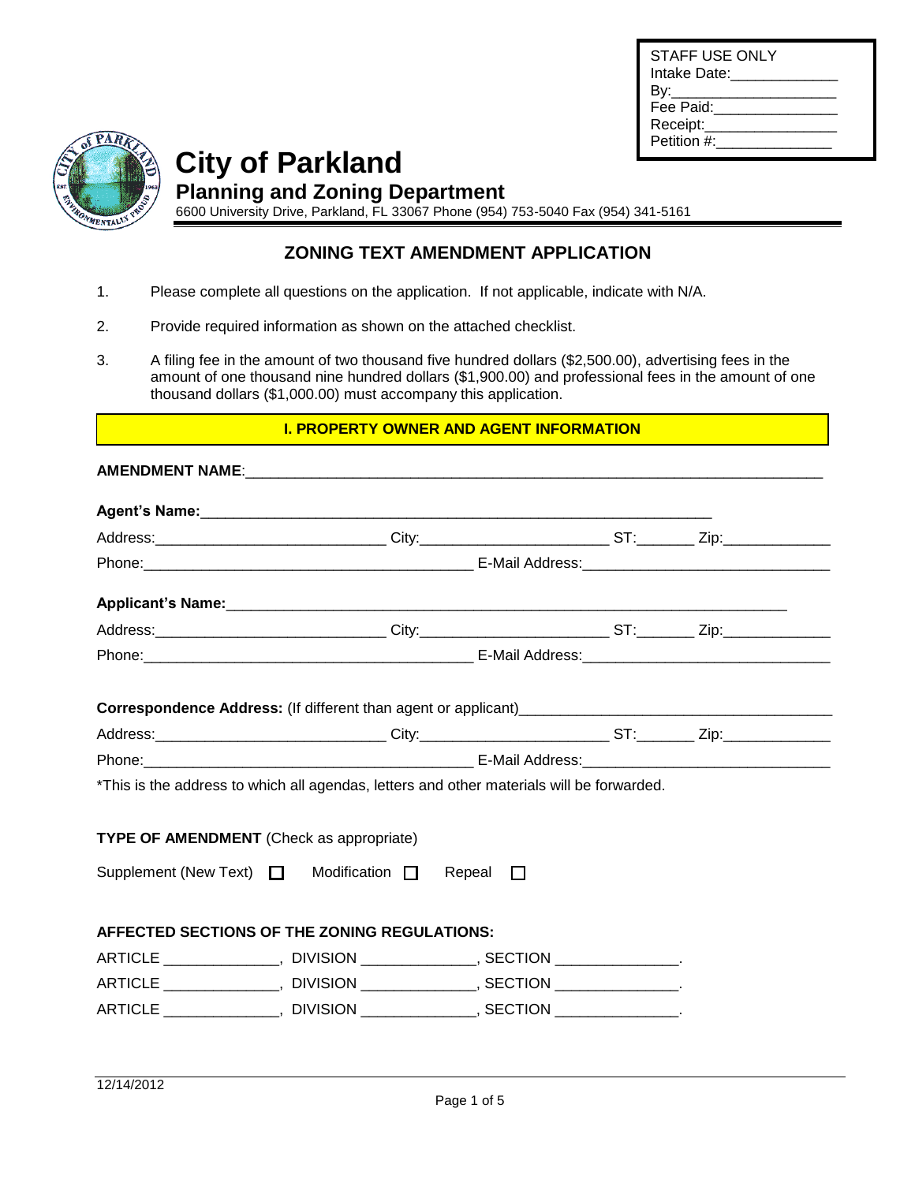| STAFF USE ONLY |
|---|
| Intake Date:_____________ |
| By:____________________ |
| Fee Paid:_______________ |
| Receipt:________________ |
| Petition #:_____________ |

# City of Parkland

## Planning and Zoning Department

6600 University Drive, Parkland, FL 33067 Phone (954) 753-5040 Fax (954) 341-5161

## ZONING TEXT AMENDMENT APPLICATION

1. Please complete all questions on the application. If not applicable, indicate with N/A.
2. Provide required information as shown on the attached checklist.
3. A filing fee in the amount of two thousand five hundred dollars ($2,500.00), advertising fees in the amount of one thousand nine hundred dollars ($1,900.00) and professional fees in the amount of one thousand dollars ($1,000.00) must accompany this application.

### I. PROPERTY OWNER AND AGENT INFORMATION

**AMENDMENT NAME**:___________________________________________________________________________

**Agent's Name:**__________________________________________________________________

Address:____________________________ City:_______________________ ST:_______ Zip:_____________

Phone:________________________________________ E-Mail Address:______________________________

**Applicant's Name:**______________________________________________________________________

Address:____________________________ City:_______________________ ST:_______ Zip:_____________

Phone:________________________________________ E-Mail Address:______________________________

**Correspondence Address:** (If different than agent or applicant)______________________________________

Address:____________________________ City:_______________________ ST:_______ Zip:_____________

Phone:________________________________________ E-Mail Address:______________________________

*This is the address to which all agendas, letters and other materials will be forwarded.

**TYPE OF AMENDMENT** (Check as appropriate)

Supplement (New Text) ☐ Modification ☐ Repeal ☐

**AFFECTED SECTIONS OF THE ZONING REGULATIONS:**

ARTICLE _____________, DIVISION _____________, SECTION ______________.

ARTICLE _____________, DIVISION _____________, SECTION ______________.

ARTICLE _____________, DIVISION _____________, SECTION ______________.

12/14/2012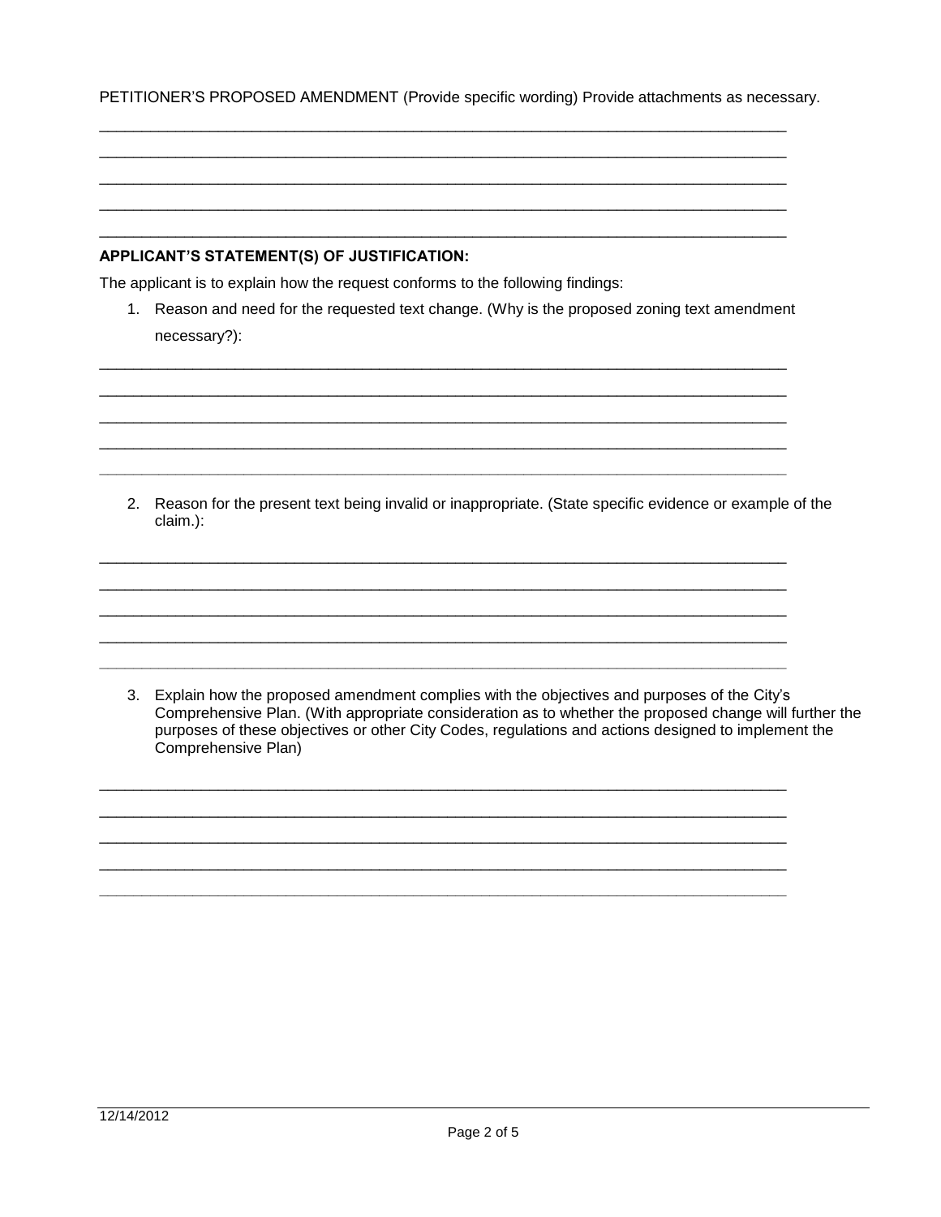PETITIONER'S PROPOSED AMENDMENT (Provide specific wording) Provide attachments as necessary.

______________________________________________________________________________
______________________________________________________________________________
______________________________________________________________________________
______________________________________________________________________________
______________________________________________________________________________

**APPLICANT'S STATEMENT(S) OF JUSTIFICATION:**

The applicant is to explain how the request conforms to the following findings:

1. Reason and need for the requested text change. (Why is the proposed zoning text amendment necessary?):

______________________________________________________________________________
______________________________________________________________________________
______________________________________________________________________________
______________________________________________________________________________
______________________________________________________________________________

2. Reason for the present text being invalid or inappropriate. (State specific evidence or example of the claim.):

______________________________________________________________________________
______________________________________________________________________________
______________________________________________________________________________
______________________________________________________________________________
______________________________________________________________________________

3. Explain how the proposed amendment complies with the objectives and purposes of the City's Comprehensive Plan. (With appropriate consideration as to whether the proposed change will further the purposes of these objectives or other City Codes, regulations and actions designed to implement the Comprehensive Plan)

______________________________________________________________________________
______________________________________________________________________________
______________________________________________________________________________
______________________________________________________________________________
______________________________________________________________________________

12/14/2012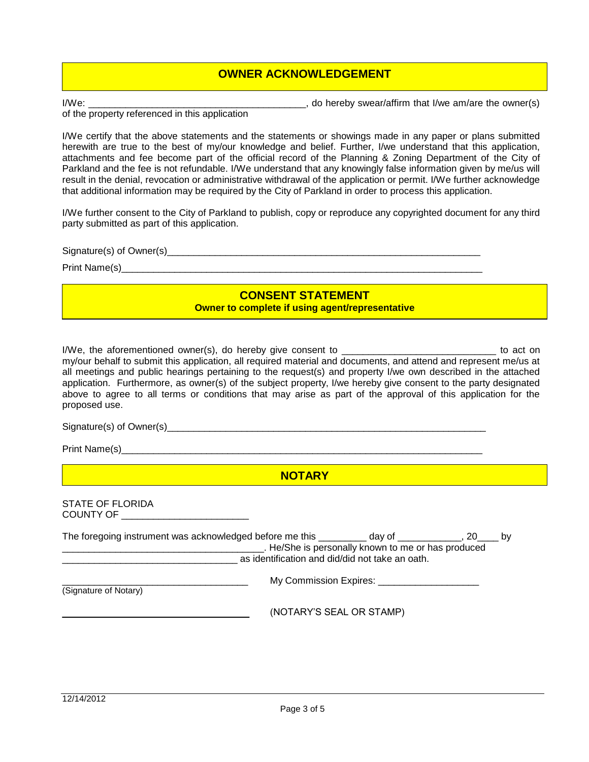## OWNER ACKNOWLEDGEMENT

I/We: ________________________________________, do hereby swear/affirm that I/we am/are the owner(s) of the property referenced in this application

I/We certify that the above statements and the statements or showings made in any paper or plans submitted herewith are true to the best of my/our knowledge and belief. Further, I/we understand that this application, attachments and fee become part of the official record of the Planning & Zoning Department of the City of Parkland and the fee is not refundable. I/We understand that any knowingly false information given by me/us will result in the denial, revocation or administrative withdrawal of the application or permit. I/We further acknowledge that additional information may be required by the City of Parkland in order to process this application.

I/We further consent to the City of Parkland to publish, copy or reproduce any copyrighted document for any third party submitted as part of this application.

Signature(s) of Owner(s)____________________________________________________________

Print Name(s)____________________________________________________________________

## CONSENT STATEMENT

**Owner to complete if using agent/representative**

I/We, the aforementioned owner(s), do hereby give consent to ____________________________ to act on my/our behalf to submit this application, all required material and documents, and attend and represent me/us at all meetings and public hearings pertaining to the request(s) and property I/we own described in the attached application. Furthermore, as owner(s) of the subject property, I/we hereby give consent to the party designated above to agree to all terms or conditions that may arise as part of the approval of this application for the proposed use.

Signature(s) of Owner(s)____________________________________________________________

Print Name(s)____________________________________________________________________

## NOTARY

STATE OF FLORIDA
COUNTY OF _______________________

The foregoing instrument was acknowledged before me this _________ day of ____________, 20____ by ______________________________________. He/She is personally known to me or has produced _________________________________ as identification and did/did not take an oath.

___________________________________ My Commission Expires: ___________________
(Signature of Notary)

___________________________________ (NOTARY'S SEAL OR STAMP)

12/14/2012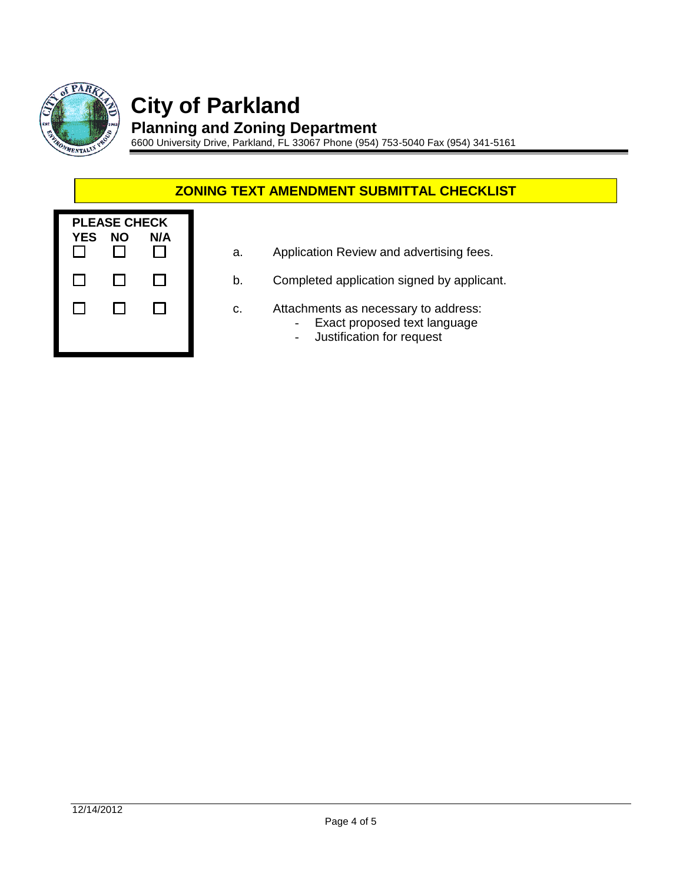# City of Parkland

## Planning and Zoning Department

6600 University Drive, Parkland, FL 33067 Phone (954) 753-5040 Fax (954) 341-5161

### ZONING TEXT AMENDMENT SUBMITTAL CHECKLIST

| PLEASE CHECK | | | | |
|---|---|---|---|---|
| YES | NO | N/A | | |
| ☐ | ☐ | ☐ | a. | Application Review and advertising fees. |
| ☐ | ☐ | ☐ | b. | Completed application signed by applicant. |
| ☐ | ☐ | ☐ | c. | Attachments as necessary to address:<br>- Exact proposed text language<br>- Justification for request |

12/14/2012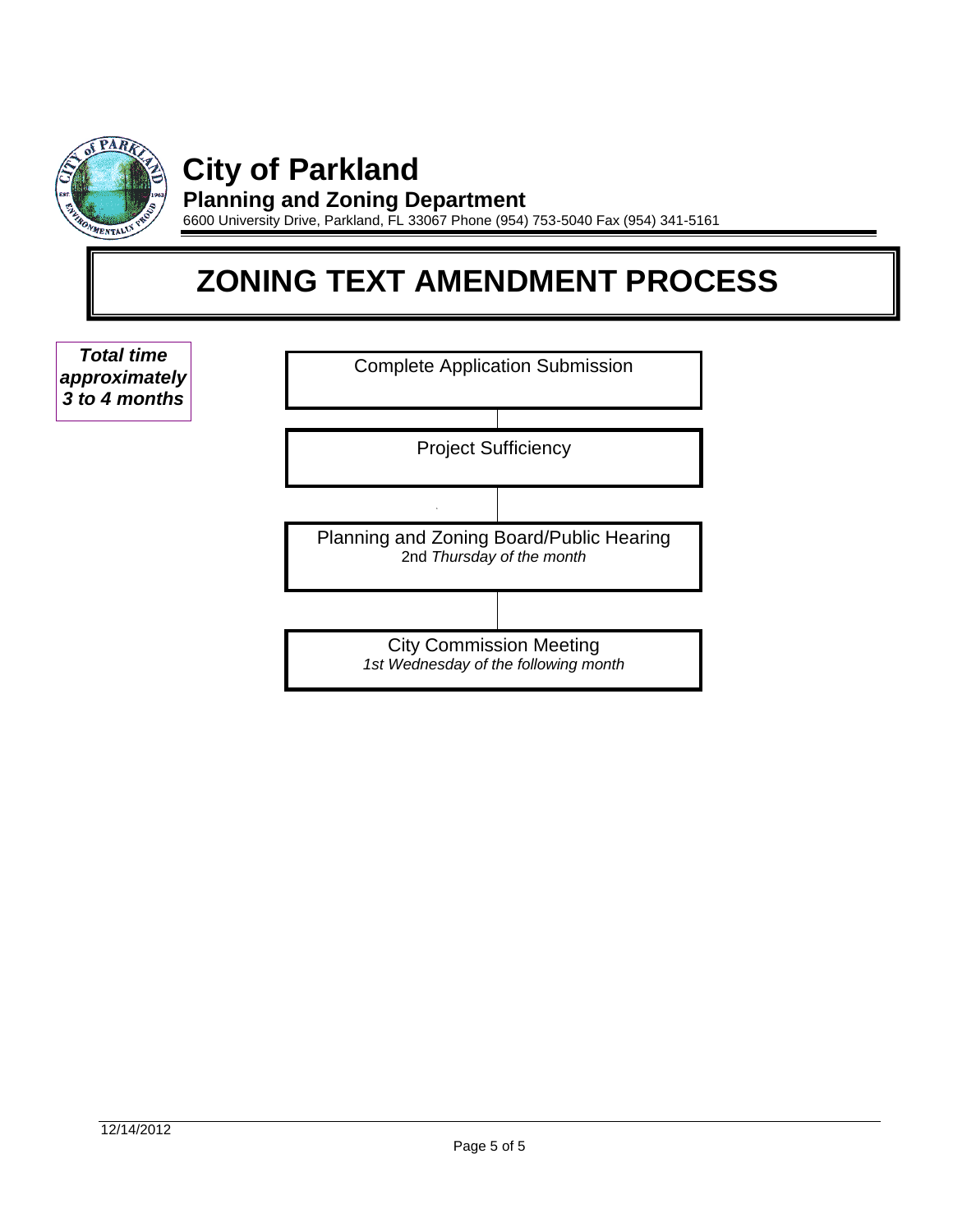# City of Parkland

**Planning and Zoning Department**

6600 University Drive, Parkland, FL 33067 Phone (954) 753-5040 Fax (954) 341-5161

# ZONING TEXT AMENDMENT PROCESS

***Total time approximately 3 to 4 months***

Complete Application Submission

Project Sufficiency

Planning and Zoning Board/Public Hearing
2nd *Thursday of the month*

City Commission Meeting
*1st Wednesday of the following month*

12/14/2012